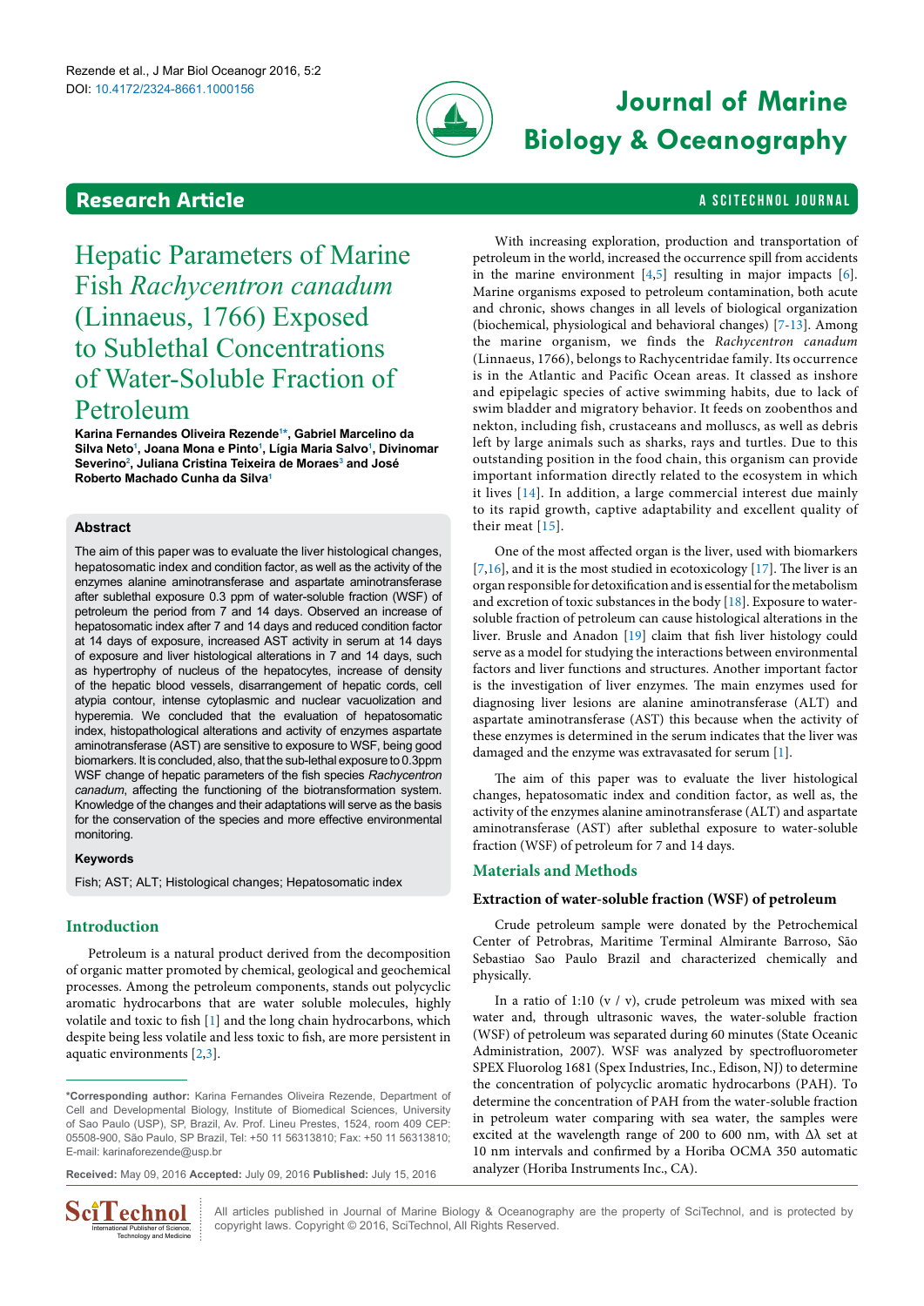## Research Article

# Hepatic Parameters of Marine Fish *Rachycentron canadum* (Linnaeus, 1766) Exposed to Sublethal Concentrations of Water-Soluble Fraction of Petroleum

**Karina Fernandes Oliveira Rezende[1*], Gabriel Marcelino da Silva Neto[1], Joana Mona e Pinto[1], Lígia Maria Salvo[1], Divinomar Severino[2], Juliana Cristina Teixeira de Moraes[3] and José Roberto Machado Cunha da Silva[1]**

### Abstract

The aim of this paper was to evaluate the liver histological changes, hepatosomatic index and condition factor, as well as the activity of the enzymes alanine aminotransferase and aspartate aminotransferase after sublethal exposure 0.3 ppm of water-soluble fraction (WSF) of petroleum the period from 7 and 14 days. Observed an increase of hepatosomatic index after 7 and 14 days and reduced condition factor at 14 days of exposure, increased AST activity in serum at 14 days of exposure and liver histological alterations in 7 and 14 days, such as hypertrophy of nucleus of the hepatocytes, increase of density of the hepatic blood vessels, disarrangement of hepatic cords, cell atypia contour, intense cytoplasmic and nuclear vacuolization and hyperemia. We concluded that the evaluation of hepatosomatic index, histopathological alterations and activity of enzymes aspartate aminotransferase (AST) are sensitive to exposure to WSF, being good biomarkers. It is concluded, also, that the sub-lethal exposure to 0.3ppm WSF change of hepatic parameters of the fish species *Rachycentron canadum*, affecting the functioning of the biotransformation system. Knowledge of the changes and their adaptations will serve as the basis for the conservation of the species and more effective environmental monitoring.

### Keywords

Fish; AST; ALT; Histological changes; Hepatosomatic index

## Introduction

Petroleum is a natural product derived from the decomposition of organic matter promoted by chemical, geological and geochemical processes. Among the petroleum components, stands out polycyclic aromatic hydrocarbons that are water soluble molecules, highly volatile and toxic to fish [1] and the long chain hydrocarbons, which despite being less volatile and less toxic to fish, are more persistent in aquatic environments [2,3].

With increasing exploration, production and transportation of petroleum in the world, increased the occurrence spill from accidents in the marine environment [4,5] resulting in major impacts [6]. Marine organisms exposed to petroleum contamination, both acute and chronic, shows changes in all levels of biological organization (biochemical, physiological and behavioral changes) [7-13]. Among the marine organism, we finds the *Rachycentron canadum* (Linnaeus, 1766), belongs to Rachycentridae family. Its occurrence is in the Atlantic and Pacific Ocean areas. It classed as inshore and epipelagic species of active swimming habits, due to lack of swim bladder and migratory behavior. It feeds on zoobenthos and nekton, including fish, crustaceans and molluscs, as well as debris left by large animals such as sharks, rays and turtles. Due to this outstanding position in the food chain, this organism can provide important information directly related to the ecosystem in which it lives [14]. In addition, a large commercial interest due mainly to its rapid growth, captive adaptability and excellent quality of their meat [15].

One of the most affected organ is the liver, used with biomarkers [7,16], and it is the most studied in ecotoxicology [17]. The liver is an organ responsible for detoxification and is essential for the metabolism and excretion of toxic substances in the body [18]. Exposure to water-soluble fraction of petroleum can cause histological alterations in the liver. Brusle and Anadon [19] claim that fish liver histology could serve as a model for studying the interactions between environmental factors and liver functions and structures. Another important factor is the investigation of liver enzymes. The main enzymes used for diagnosing liver lesions are alanine aminotransferase (ALT) and aspartate aminotransferase (AST) this because when the activity of these enzymes is determined in the serum indicates that the liver was damaged and the enzyme was extravasated for serum [1].

The aim of this paper was to evaluate the liver histological changes, hepatosomatic index and condition factor, as well as, the activity of the enzymes alanine aminotransferase (ALT) and aspartate aminotransferase (AST) after sublethal exposure to water-soluble fraction (WSF) of petroleum for 7 and 14 days.

## Materials and Methods

### Extraction of water-soluble fraction (WSF) of petroleum

Crude petroleum sample were donated by the Petrochemical Center of Petrobras, Maritime Terminal Almirante Barroso, São Sebastiao Sao Paulo Brazil and characterized chemically and physically.

In a ratio of 1:10 (v / v), crude petroleum was mixed with sea water and, through ultrasonic waves, the water-soluble fraction (WSF) of petroleum was separated during 60 minutes (State Oceanic Administration, 2007). WSF was analyzed by spectrofluorometer SPEX Fluorolog 1681 (Spex Industries, Inc., Edison, NJ) to determine the concentration of polycyclic aromatic hydrocarbons (PAH). To determine the concentration of PAH from the water-soluble fraction in petroleum water comparing with sea water, the samples were excited at the wavelength range of 200 to 600 nm, with Δλ set at 10 nm intervals and confirmed by a Horiba OCMA 350 automatic analyzer (Horiba Instruments Inc., CA).

---

*Corresponding author: Karina Fernandes Oliveira Rezende, Department of Cell and Developmental Biology, Institute of Biomedical Sciences, University of Sao Paulo (USP), SP, Brazil, Av. Prof. Lineu Prestes, 1524, room 409 CEP: 05508-900, São Paulo, SP Brazil, Tel: +50 11 56313810; Fax: +50 11 56313810; E-mail: karinaforezende@usp.br

Received: May 09, 2016 Accepted: July 09, 2016 Published: July 15, 2016

All articles published in Journal of Marine Biology & Oceanography are the property of SciTechnol, and is protected by copyright laws. Copyright © 2016, SciTechnol, All Rights Reserved.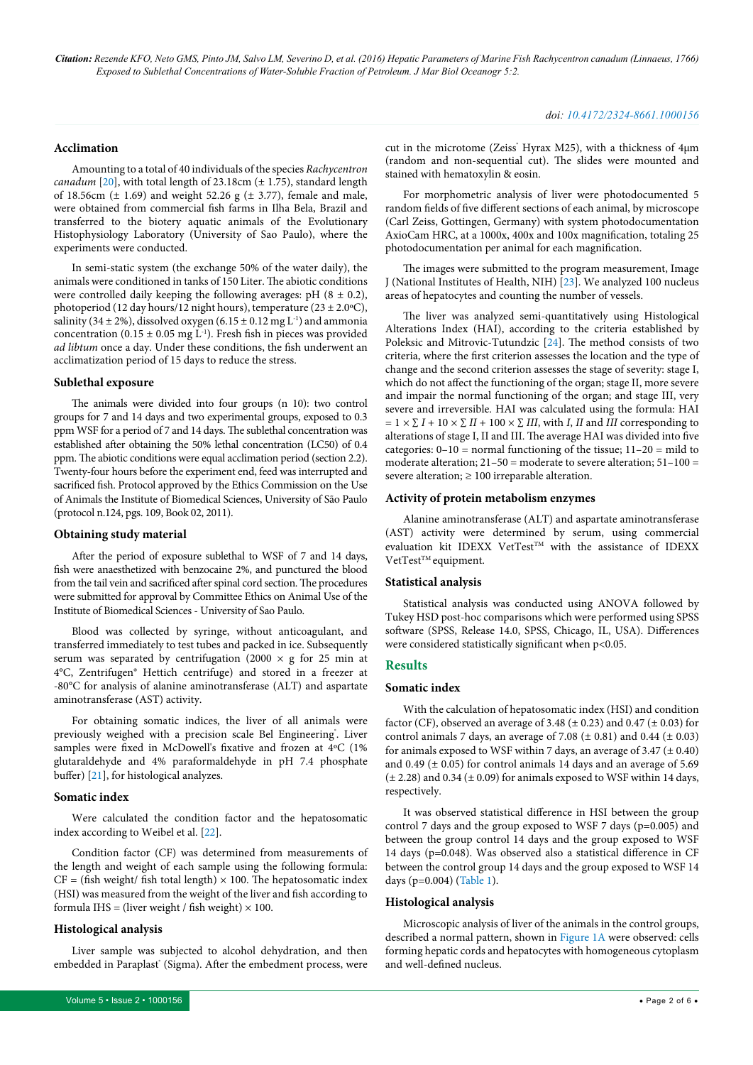### Acclimation

Amounting to a total of 40 individuals of the species *Rachycentron canadum* [20], with total length of 23.18cm (± 1.75), standard length of 18.56cm (± 1.69) and weight 52.26 g (± 3.77), female and male, were obtained from commercial fish farms in Ilha Bela, Brazil and transferred to the biotery aquatic animals of the Evolutionary Histophysiology Laboratory (University of Sao Paulo), where the experiments were conducted.

In semi-static system (the exchange 50% of the water daily), the animals were conditioned in tanks of 150 Liter. The abiotic conditions were controlled daily keeping the following averages: pH (8 ± 0.2), photoperiod (12 day hours/12 night hours), temperature (23 ± 2.0ºC), salinity (34 ± 2%), dissolved oxygen (6.15 ± 0.12 mg $L^{-1}$) and ammonia concentration (0.15 ± 0.05 mg $L^{-1}$). Fresh fish in pieces was provided *ad libtum* once a day. Under these conditions, the fish underwent an acclimatization period of 15 days to reduce the stress.

### Sublethal exposure

The animals were divided into four groups (n 10): two control groups for 7 and 14 days and two experimental groups, exposed to 0.3 ppm WSF for a period of 7 and 14 days. The sublethal concentration was established after obtaining the 50% lethal concentration (LC50) of 0.4 ppm. The abiotic conditions were equal acclimation period (section 2.2). Twenty-four hours before the experiment end, feed was interrupted and sacrificed fish. Protocol approved by the Ethics Commission on the Use of Animals the Institute of Biomedical Sciences, University of São Paulo (protocol n.124, pgs. 109, Book 02, 2011).

### Obtaining study material

After the period of exposure sublethal to WSF of 7 and 14 days, fish were anaesthetized with benzocaine 2%, and punctured the blood from the tail vein and sacrificed after spinal cord section. The procedures were submitted for approval by Committee Ethics on Animal Use of the Institute of Biomedical Sciences - University of Sao Paulo.

Blood was collected by syringe, without anticoagulant, and transferred immediately to test tubes and packed in ice. Subsequently serum was separated by centrifugation (2000 × g for 25 min at 4ºC, Zentrifugen® Hettich centrifuge) and stored in a freezer at -80ºC for analysis of alanine aminotransferase (ALT) and aspartate aminotransferase (AST) activity.

For obtaining somatic indices, the liver of all animals were previously weighed with a precision scale Bel Engineering®. Liver samples were fixed in McDowell's fixative and frozen at 4ºC (1% glutaraldehyde and 4% paraformaldehyde in pH 7.4 phosphate buffer) [21], for histological analyzes.

### Somatic index

Were calculated the condition factor and the hepatosomatic index according to Weibel et al. [22].

Condition factor (CF) was determined from measurements of the length and weight of each sample using the following formula: CF = (fish weight/ fish total length) × 100. The hepatosomatic index (HSI) was measured from the weight of the liver and fish according to formula IHS = (liver weight / fish weight) × 100.

### Histological analysis

Liver sample was subjected to alcohol dehydration, and then embedded in Paraplast® (Sigma). After the embedment process, were cut in the microtome (Zeiss® Hyrax M25), with a thickness of 4μm (random and non-sequential cut). The slides were mounted and stained with hematoxylin & eosin.

For morphometric analysis of liver were photodocumented 5 random fields of five different sections of each animal, by microscope (Carl Zeiss, Gottingen, Germany) with system photodocumentation AxioCam HRC, at a 1000x, 400x and 100x magnification, totaling 25 photodocumentation per animal for each magnification.

The images were submitted to the program measurement, Image J (National Institutes of Health, NIH) [23]. We analyzed 100 nucleus areas of hepatocytes and counting the number of vessels.

The liver was analyzed semi-quantitatively using Histological Alterations Index (HAI), according to the criteria established by Poleksic and Mitrovic-Tutundzic [24]. The method consists of two criteria, where the first criterion assesses the location and the type of change and the second criterion assesses the stage of severity: stage I, which do not affect the functioning of the organ; stage II, more severe and impair the normal functioning of the organ; and stage III, very severe and irreversible. HAI was calculated using the formula: $HAI = 1 \times \sum I + 10 \times \sum II + 100 \times \sum III$, with *I*, *II* and *III* corresponding to alterations of stage I, II and III. The average HAI was divided into five categories: 0–10 = normal functioning of the tissue; 11–20 = mild to moderate alteration; 21–50 = moderate to severe alteration; 51–100 = severe alteration; ≥ 100 irreparable alteration.

### Activity of protein metabolism enzymes

Alanine aminotransferase (ALT) and aspartate aminotransferase (AST) activity were determined by serum, using commercial evaluation kit IDEXX VetTest™ with the assistance of IDEXX VetTest™ equipment.

### Statistical analysis

Statistical analysis was conducted using ANOVA followed by Tukey HSD post-hoc comparisons which were performed using SPSS software (SPSS, Release 14.0, SPSS, Chicago, IL, USA). Differences were considered statistically significant when $p<0.05$.

## Results

### Somatic index

With the calculation of hepatosomatic index (HSI) and condition factor (CF), observed an average of 3.48 (± 0.23) and 0.47 (± 0.03) for control animals 7 days, an average of 7.08 (± 0.81) and 0.44 (± 0.03) for animals exposed to WSF within 7 days, an average of 3.47 (± 0.40) and 0.49 (± 0.05) for control animals 14 days and an average of 5.69 (± 2.28) and 0.34 (± 0.09) for animals exposed to WSF within 14 days, respectively.

It was observed statistical difference in HSI between the group control 7 days and the group exposed to WSF 7 days ($p=0.005$) and between the group control 14 days and the group exposed to WSF 14 days ($p=0.048$). Was observed also a statistical difference in CF between the control group 14 days and the group exposed to WSF 14 days ($p=0.004$) (Table 1).

### Histological analysis

Microscopic analysis of liver of the animals in the control groups, described a normal pattern, shown in Figure 1A were observed: cells forming hepatic cords and hepatocytes with homogeneous cytoplasm and well-defined nucleus.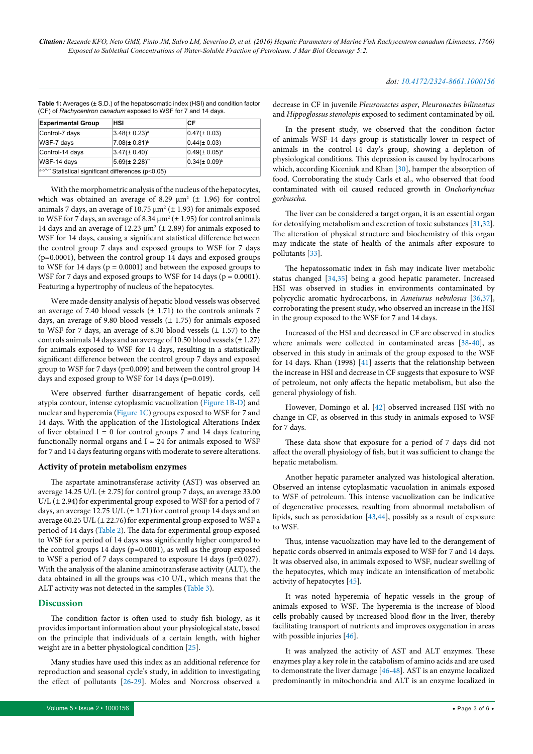**Table 1:** Averages (± S.D.) of the hepatosomatic index (HSI) and condition factor (CF) of *Rachycentron canadum* exposed to WSF for 7 and 14 days.

| Experimental Group | HSI | CF |
|---|---|---|
| Control-7 days | 3.48(± 0.23)[a] | 0.47(± 0.03) |
| WSF-7 days | 7.08(± 0.81)[b] | 0.44(± 0.03) |
| Control-14 days | 3.47(± 0.40)[*] | 0.49(± 0.05)[a] |
| WSF-14 days | 5.69(± 2.28)[**] | 0.34(± 0.09)[b] |
| [a-b/*-**] Statistical significant differences (p<0.05) | | |

With the morphometric analysis of the nucleus of the hepatocytes, which was obtained an average of 8.29 µm² (± 1.96) for control animals 7 days, an average of 10.75 µm² (± 1.93) for animals exposed to WSF for 7 days, an average of 8.34 µm² (± 1.95) for control animals 14 days and an average of 12.23 µm² (± 2.89) for animals exposed to WSF for 14 days, causing a significant statistical difference between the control group 7 days and exposed groups to WSF for 7 days (p=0.0001), between the control group 14 days and exposed groups to WSF for 14 days (p = 0.0001) and between the exposed groups to WSF for 7 days and exposed groups to WSF for 14 days (p = 0.0001). Featuring a hypertrophy of nucleus of the hepatocytes.

Were made density analysis of hepatic blood vessels was observed an average of 7.40 blood vessels (± 1.71) to the controls animals 7 days, an average of 9.80 blood vessels (± 1.75) for animals exposed to WSF for 7 days, an average of 8.30 blood vessels (± 1.57) to the controls animals 14 days and an average of 10.50 blood vessels (± 1.27) for animals exposed to WSF for 14 days, resulting in a statistically significant difference between the control group 7 days and exposed group to WSF for 7 days (p=0.009) and between the control group 14 days and exposed group to WSF for 14 days (p=0.019).

Were observed further disarrangement of hepatic cords, cell atypia contour, intense cytoplasmic vacuolization (Figure 1B-D) and nuclear and hyperemia (Figure 1C) groups exposed to WSF for 7 and 14 days. With the application of the Histological Alterations Index of liver obtained I = 0 for control groups 7 and 14 days featuring functionally normal organs and I = 24 for animals exposed to WSF for 7 and 14 days featuring organs with moderate to severe alterations.

### Activity of protein metabolism enzymes

The aspartate aminotransferase activity (AST) was observed an average 14.25 U/L (± 2.75) for control group 7 days, an average 33.00 U/L (± 2.94) for experimental group exposed to WSF for a period of 7 days, an average 12.75 U/L (± 1.71) for control group 14 days and an average 60.25 U/L (± 22.76) for experimental group exposed to WSF a period of 14 days (Table 2). The data for experimental group exposed to WSF for a period of 14 days was significantly higher compared to the control groups 14 days (p=0.0001), as well as the group exposed to WSF a period of 7 days compared to exposure 14 days (p=0.027). With the analysis of the alanine aminotransferase activity (ALT), the data obtained in all the groups was <10 U/L, which means that the ALT activity was not detected in the samples (Table 3).

## Discussion

The condition factor is often used to study fish biology, as it provides important information about your physiological state, based on the principle that individuals of a certain length, with higher weight are in a better physiological condition [25].

Many studies have used this index as an additional reference for reproduction and seasonal cycle's study, in addition to investigating the effect of pollutants [26-29]. Moles and Norcross observed a decrease in CF in juvenile *Pleuronectes asper*, *Pleuronectes bilineatus* and *Hippoglossus stenolepis* exposed to sediment contaminated by oil.

In the present study, we observed that the condition factor of animals WSF-14 days group is statistically lower in respect of animals in the control-14 day's group, showing a depletion of physiological conditions. This depression is caused by hydrocarbons which, according Kiceniuk and Khan [30], hamper the absorption of food. Corroborating the study Carls et al., who observed that food contaminated with oil caused reduced growth in *Onchorhynchus gorbuscha.*

The liver can be considered a target organ, it is an essential organ for detoxifying metabolism and excretion of toxic substances [31,32]. The alteration of physical structure and biochemistry of this organ may indicate the state of health of the animals after exposure to pollutants [33].

The hepatossomatic index in fish may indicate liver metabolic status changed [34,35] being a good hepatic parameter. Increased HSI was observed in studies in environments contaminated by polycyclic aromatic hydrocarbons, in *Ameiurus nebulosus* [36,37], corroborating the present study, who observed an increase in the HSI in the group exposed to the WSF for 7 and 14 days.

Increased of the HSI and decreased in CF are observed in studies where animals were collected in contaminated areas [38-40], as observed in this study in animals of the group exposed to the WSF for 14 days. Khan (1998) [41] asserts that the relationship between the increase in HSI and decrease in CF suggests that exposure to WSF of petroleum, not only affects the hepatic metabolism, but also the general physiology of fish.

However, Domingo et al. [42] observed increased HSI with no change in CF, as observed in this study in animals exposed to WSF for 7 days.

These data show that exposure for a period of 7 days did not affect the overall physiology of fish, but it was sufficient to change the hepatic metabolism.

Another hepatic parameter analyzed was histological alteration. Observed an intense cytoplasmatic vacuolation in animals exposed to WSF of petroleum. This intense vacuolization can be indicative of degenerative processes, resulting from abnormal metabolism of lipids, such as peroxidation [43,44], possibly as a result of exposure to WSF.

Thus, intense vacuolization may have led to the derangement of hepatic cords observed in animals exposed to WSF for 7 and 14 days. It was observed also, in animals exposed to WSF, nuclear swelling of the hepatocytes, which may indicate an intensification of metabolic activity of hepatocytes [45].

It was noted hyperemia of hepatic vessels in the group of animals exposed to WSF. The hyperemia is the increase of blood cells probably caused by increased blood flow in the liver, thereby facilitating transport of nutrients and improves oxygenation in areas with possible injuries [46].

It was analyzed the activity of AST and ALT enzymes. These enzymes play a key role in the catabolism of amino acids and are used to demonstrate the liver damage [46-48]. AST is an enzyme localized predominantly in mitochondria and ALT is an enzyme localized in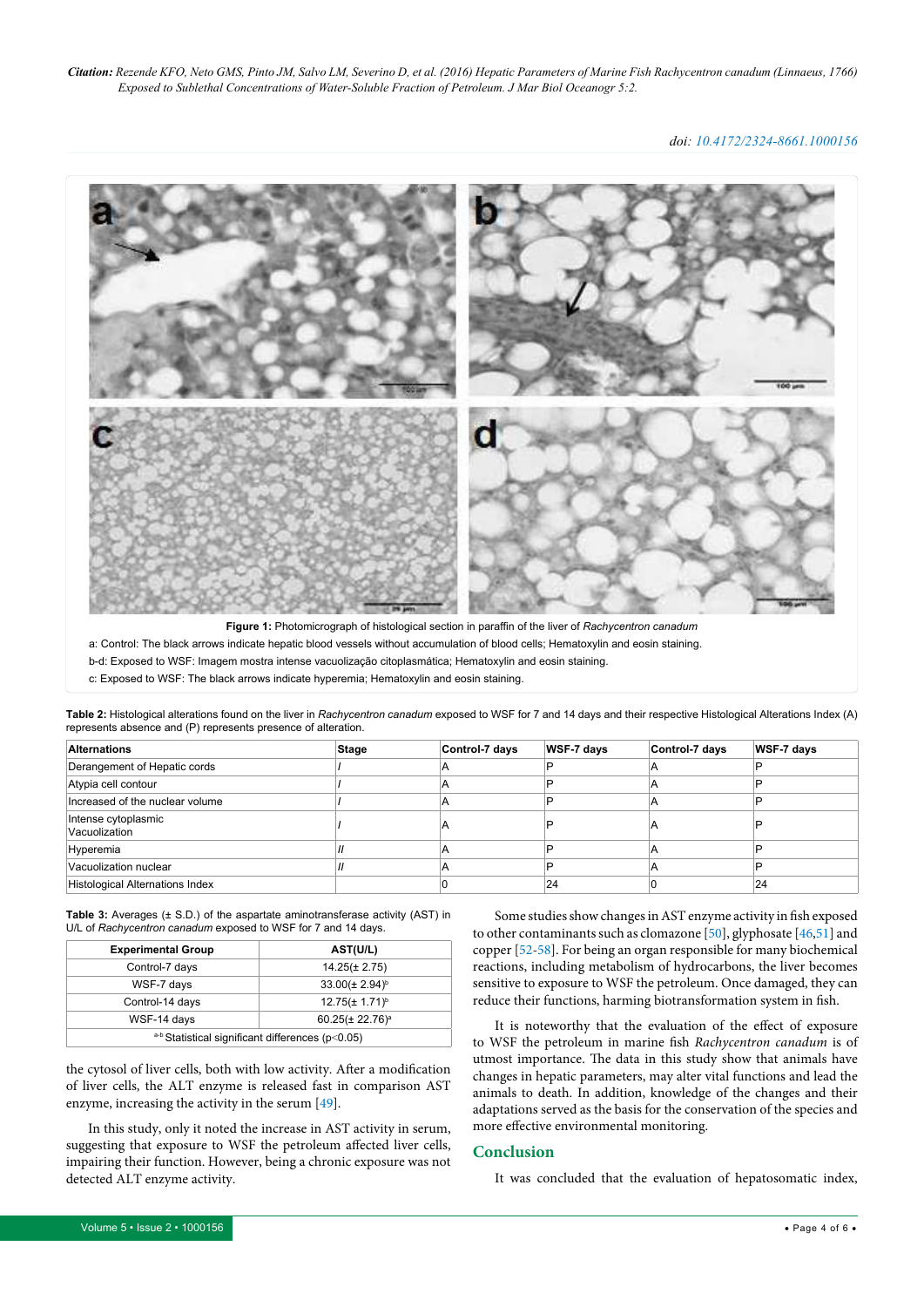**Figure 1:** Photomicrograph of histological section in paraffin of the liver of *Rachycentron canadum*

a: Control: The black arrows indicate hepatic blood vessels without accumulation of blood cells; Hematoxylin and eosin staining.

b-d: Exposed to WSF: Imagem mostra intense vacuolização citoplasmática; Hematoxylin and eosin staining.

c: Exposed to WSF: The black arrows indicate hyperemia; Hematoxylin and eosin staining.

**Table 2:** Histological alterations found on the liver in *Rachycentron canadum* exposed to WSF for 7 and 14 days and their respective Histological Alterations Index (A) represents absence and (P) represents presence of alteration.

| Alternations | Stage | Control-7 days | WSF-7 days | Control-7 days | WSF-7 days |
|---|---|---|---|---|---|
| Derangement of Hepatic cords | *I* | A | P | A | P |
| Atypia cell contour | *I* | A | P | A | P |
| Increased of the nuclear volume | *I* | A | P | A | P |
| Intense cytoplasmic Vacuolization | *I* | A | P | A | P |
| Hyperemia | *II* | A | P | A | P |
| Vacuolization nuclear | *II* | A | P | A | P |
| Histological Alternations Index | | 0 | 24 | 0 | 24 |

**Table 3:** Averages (± S.D.) of the aspartate aminotransferase activity (AST) in U/L of *Rachycentron canadum* exposed to WSF for 7 and 14 days.

| Experimental Group | AST(U/L) |
|---|---|
| Control-7 days | 14.25(± 2.75) |
| WSF-7 days | 33.00(± 2.94)[b] |
| Control-14 days | 12.75(± 1.71)[b] |
| WSF-14 days | 60.25(± 22.76)[a] |
| [a-b] Statistical significant differences ($p<0.05$) | |

the cytosol of liver cells, both with low activity. After a modification of liver cells, the ALT enzyme is released fast in comparison AST enzyme, increasing the activity in the serum [49].

In this study, only it noted the increase in AST activity in serum, suggesting that exposure to WSF the petroleum affected liver cells, impairing their function. However, being a chronic exposure was not detected ALT enzyme activity.

Some studies show changes in AST enzyme activity in fish exposed to other contaminants such as clomazone [50], glyphosate [46,51] and copper [52-58]. For being an organ responsible for many biochemical reactions, including metabolism of hydrocarbons, the liver becomes sensitive to exposure to WSF the petroleum. Once damaged, they can reduce their functions, harming biotransformation system in fish.

It is noteworthy that the evaluation of the effect of exposure to WSF the petroleum in marine fish *Rachycentron canadum* is of utmost importance. The data in this study show that animals have changes in hepatic parameters, may alter vital functions and lead the animals to death. In addition, knowledge of the changes and their adaptations served as the basis for the conservation of the species and more effective environmental monitoring.

## Conclusion

It was concluded that the evaluation of hepatosomatic index,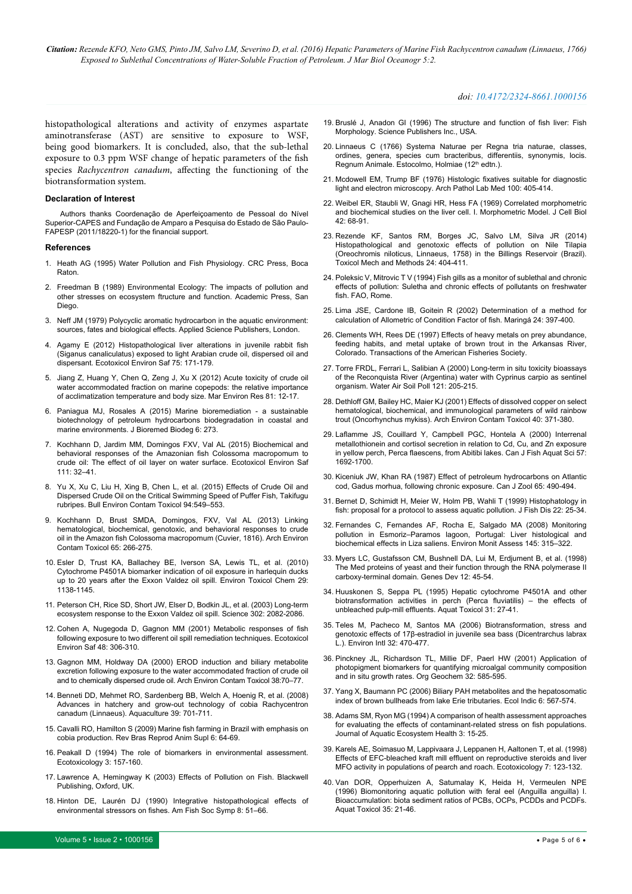histopathological alterations and activity of enzymes aspartate aminotransferase (AST) are sensitive to exposure to WSF, being good biomarkers. It is concluded, also, that the sub-lethal exposure to 0.3 ppm WSF change of hepatic parameters of the fish species *Rachycentron canadum*, affecting the functioning of the biotransformation system.

#### Declaration of Interest

Authors thanks Coordenação de Aperfeiçoamento de Pessoal do Nível Superior-CAPES and Fundação de Amparo a Pesquisa do Estado de São Paulo-FAPESP (2011/18220-1) for the financial support.

#### References

1. Heath AG (1995) Water Pollution and Fish Physiology. CRC Press, Boca Raton.
2. Freedman B (1989) Environmental Ecology: The impacts of pollution and other stresses on ecosystem ftructure and function. Academic Press, San Diego.
3. Neff JM (1979) Polycyclic aromatic hydrocarbon in the aquatic environment: sources, fates and biological effects. Applied Science Publishers, London.
4. Agamy E (2012) Histopathological liver alterations in juvenile rabbit fish (Siganus canaliculatus) exposed to light Arabian crude oil, dispersed oil and dispersant. Ecotoxicol Environ Saf 75: 171-179.
5. Jiang Z, Huang Y, Chen Q, Zeng J, Xu X (2012) Acute toxicity of crude oil water accommodated fraction on marine copepods: the relative importance of acclimatization temperature and body size. Mar Environ Res 81: 12-17.
6. Paniagua MJ, Rosales A (2015) Marine bioremediation - a sustainable biotechnology of petroleum hydrocarbons biodegradation in coastal and marine environments. J Bioremed Biodeg 6: 273.
7. Kochhann D, Jardim MM, Domingos FXV, Val AL (2015) Biochemical and behavioral responses of the Amazonian fish Colossoma macropomum to crude oil: The effect of oil layer on water surface. Ecotoxicol Environ Saf 111: 32–41.
8. Yu X, Xu C, Liu H, Xing B, Chen L, et al. (2015) Effects of Crude Oil and Dispersed Crude Oil on the Critical Swimming Speed of Puffer Fish, Takifugu rubripes. Bull Environ Contam Toxicol 94:549–553.
9. Kochhann D, Brust SMDA, Domingos, FXV, Val AL (2013) Linking hematological, biochemical, genotoxic, and behavioral responses to crude oil in the Amazon fish Colossoma macropomum (Cuvier, 1816). Arch Environ Contam Toxicol 65: 266-275.
10. Esler D, Trust KA, Ballachey BE, Iverson SA, Lewis TL, et al. (2010) Cytochrome P4501A biomarker indication of oil exposure in harlequin ducks up to 20 years after the Exxon Valdez oil spill. Environ Toxicol Chem 29: 1138-1145.
11. Peterson CH, Rice SD, Short JW, Elser D, Bodkin JL, et al. (2003) Long-term ecosystem response to the Exxon Valdez oil spill. Science 302: 2082-2086.
12. Cohen A, Nugegoda D, Gagnon MM (2001) Metabolic responses of fish following exposure to two different oil spill remediation techniques. Ecotoxicol Environ Saf 48: 306-310.
13. Gagnon MM, Holdway DA (2000) EROD induction and biliary metabolite excretion following exposure to the water accommodated fraction of crude oil and to chemically dispersed crude oil. Arch Environ Contam Toxicol 38:70–77.
14. Benneti DD, Mehmet RO, Sardenberg BB, Welch A, Hoenig R, et al. (2008) Advances in hatchery and grow-out technology of cobia Rachycentron canadum (Linnaeus). Aquaculture 39: 701-711.
15. Cavalli RO, Hamilton S (2009) Marine fish farming in Brazil with emphasis on cobia production. Rev Bras Reprod Anim Supl 6: 64-69.
16. Peakall D (1994) The role of biomarkers in environmental assessment. Ecotoxicology 3: 157-160.
17. Lawrence A, Hemingway K (2003) Effects of Pollution on Fish. Blackwell Publishing, Oxford, UK.
18. Hinton DE, Laurén DJ (1990) Integrative histopathological effects of environmental stressors on fishes. Am Fish Soc Symp 8: 51–66.
19. Bruslé J, Anadon GI (1996) The structure and function of fish liver: Fish Morphology. Science Publishers Inc., USA.
20. Linnaeus C (1766) Systema Naturae per Regna tria naturae, classes, ordines, genera, species cum bracteribus, differentiis, synonymis, locis. Regnum Animale. Estocolmo, Holmiae (12th edtn.).
21. Mcdowell EM, Trump BF (1976) Histologic fixatives suitable for diagnostic light and electron microscopy. Arch Pathol Lab Med 100: 405-414.
22. Weibel ER, Staubli W, Gnagi HR, Hess FA (1969) Correlated morphometric and biochemical studies on the liver cell. I. Morphometric Model. J Cell Biol 42: 68-91.
23. Rezende KF, Santos RM, Borges JC, Salvo LM, Silva JR (2014) Histopathological and genotoxic effects of pollution on Nile Tilapia (Oreochromis niloticus, Linnaeus, 1758) in the Billings Reservoir (Brazil). Toxicol Mech and Methods 24: 404-411.
24. Poleksic V, Mitrovic T V (1994) Fish gills as a monitor of sublethal and chronic effects of pollution: Suletha and chronic effects of pollutants on freshwater fish. FAO, Rome.
25. Lima JSE, Cardone IB, Goitein R (2002) Determination of a method for calculation of Allometric of Condition Factor of fish. Maringá 24: 397-400.
26. Clements WH, Rees DE (1997) Effects of heavy metals on prey abundance, feeding habits, and metal uptake of brown trout in the Arkansas River, Colorado. Transactions of the American Fisheries Society.
27. Torre FRDL, Ferrari L, Salibian A (2000) Long-term in situ toxicity bioassays of the Reconquista River (Argentina) water with Cyprinus carpio as sentinel organism. Water Air Soil Poll 121: 205-215.
28. Dethloff GM, Bailey HC, Maier KJ (2001) Effects of dissolved copper on select hematological, biochemical, and immunological parameters of wild rainbow trout (Oncorhynchus mykiss). Arch Environ Contam Toxicol 40: 371-380.
29. Laflamme JS, Couillard Y, Campbell PGC, Hontela A (2000) Interrenal metallothionein and cortisol secretion in relation to Cd, Cu, and Zn exposure in yellow perch, Perca flaescens, from Abitibi lakes. Can J Fish Aquat Sci 57: 1692-1700.
30. Kiceniuk JW, Khan RA (1987) Effect of petroleum hydrocarbons on Atlantic cod, Gadus morhua, following chronic exposure. Can J Zool 65: 490-494.
31. Bernet D, Schmidt H, Meier W, Holm PB, Wahli T (1999) Histophatology in fish: proposal for a protocol to assess aquatic pollution. J Fish Dis 22: 25-34.
32. Fernandes C, Fernandes AF, Rocha E, Salgado MA (2008) Monitoring pollution in Esmoriz–Paramos lagoon, Portugal: Liver histological and biochemical effects in Liza saliens. Environ Monit Assess 145: 315–322.
33. Myers LC, Gustafsson CM, Bushnell DA, Lui M, Erdjument B, et al. (1998) The Med proteins of yeast and their function through the RNA polymerase II carboxy-terminal domain. Genes Dev 12: 45-54.
34. Huuskonen S, Seppa PL (1995) Hepatic cytochrome P4501A and other biotransformation activities in perch (Perca fluviatilis) – the effects of unbleached pulp-mill effluents. Aquat Toxicol 31: 27-41.
35. Teles M, Pacheco M, Santos MA (2006) Biotransformation, stress and genotoxic effects of 17β-estradiol in juvenile sea bass (Dicentrarchus labrax L.). Environ Intl 32: 470-477.
36. Pinckney JL, Richardson TL, Millie DF, Paerl HW (2001) Application of photopigment biomarkers for quantifying microalgal community composition and in situ growth rates. Org Geochem 32: 585-595.
37. Yang X, Baumann PC (2006) Biliary PAH metabolites and the hepatosomatic index of brown bullheads from lake Erie tributaries. Ecol Indic 6: 567-574.
38. Adams SM, Ryon MG (1994) A comparison of health assessment approaches for evaluating the effects of contaminant-related stress on fish populations. Journal of Aquatic Ecosystem Health 3: 15-25.
39. Karels AE, Soimasuo M, Lappivaara J, Leppanen H, Aaltonen T, et al. (1998) Effects of EFC-bleached kraft mill effluent on reproductive steroids and liver MFO activity in populations of pearch and roach. Ecotoxicology 7: 123-132.
40. Van DOR, Opperhuizen A, Satumalay K, Heida H, Vermeulen NPE (1996) Biomonitoring aquatic pollution with feral eel (Anguilla anguilla) I. Bioaccumulation: biota sediment ratios of PCBs, OCPs, PCDDs and PCDFs. Aquat Toxicol 35: 21-46.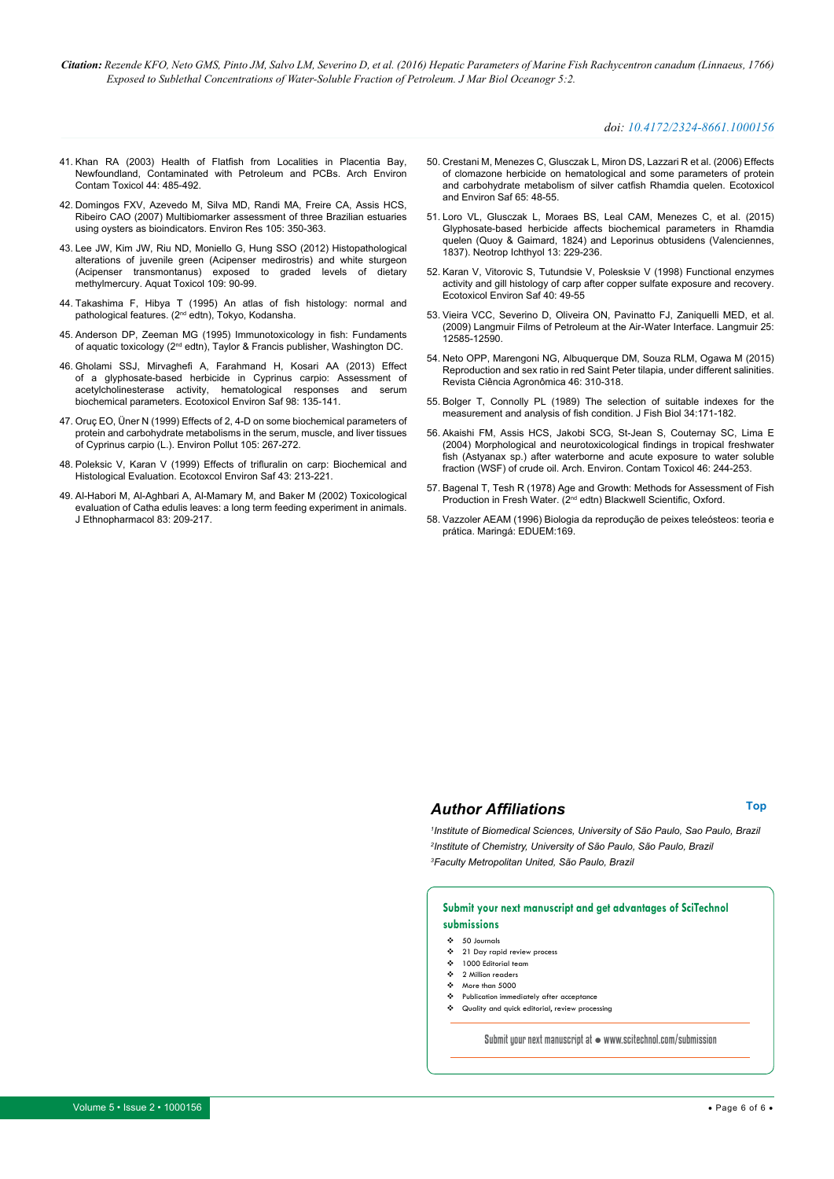41. Khan RA (2003) Health of Flatfish from Localities in Placentia Bay, Newfoundland, Contaminated with Petroleum and PCBs. Arch Environ Contam Toxicol 44: 485-492.

42. Domingos FXV, Azevedo M, Silva MD, Randi MA, Freire CA, Assis HCS, Ribeiro CAO (2007) Multibiomarker assessment of three Brazilian estuaries using oysters as bioindicators. Environ Res 105: 350-363.

43. Lee JW, Kim JW, Riu ND, Moniello G, Hung SSO (2012) Histopathological alterations of juvenile green (Acipenser medirostris) and white sturgeon (Acipenser transmontanus) exposed to graded levels of dietary methylmercury. Aquat Toxicol 109: 90-99.

44. Takashima F, Hibya T (1995) An atlas of fish histology: normal and pathological features. (2nd edtn), Tokyo, Kodansha.

45. Anderson DP, Zeeman MG (1995) Immunotoxicology in fish: Fundaments of aquatic toxicology (2nd edtn), Taylor & Francis publisher, Washington DC.

46. Gholami SSJ, Mirvaghefi A, Farahmand H, Kosari AA (2013) Effect of a glyphosate-based herbicide in Cyprinus carpio: Assessment of acetylcholinesterase activity, hematological responses and serum biochemical parameters. Ecotoxicol Environ Saf 98: 135-141.

47. Oruç EO, Üner N (1999) Effects of 2, 4-D on some biochemical parameters of protein and carbohydrate metabolisms in the serum, muscle, and liver tissues of Cyprinus carpio (L.). Environ Pollut 105: 267-272.

48. Poleksic V, Karan V (1999) Effects of trifluralin on carp: Biochemical and Histological Evaluation. Ecotoxcol Environ Saf 43: 213-221.

49. Al-Habori M, Al-Aghbari A, Al-Mamary M, and Baker M (2002) Toxicological evaluation of Catha edulis leaves: a long term feeding experiment in animals. J Ethnopharmacol 83: 209-217.

50. Crestani M, Menezes C, Glusczak L, Miron DS, Lazzari R et al. (2006) Effects of clomazone herbicide on hematological and some parameters of protein and carbohydrate metabolism of silver catfish Rhamdia quelen. Ecotoxicol and Environ Saf 65: 48-55.

51. Loro VL, Glusczak L, Moraes BS, Leal CAM, Menezes C, et al. (2015) Glyphosate-based herbicide affects biochemical parameters in Rhamdia quelen (Quoy & Gaimard, 1824) and Leporinus obtusidens (Valenciennes, 1837). Neotrop Ichthyol 13: 229-236.

52. Karan V, Vitorovic S, Tutundsie V, Poleksie V (1998) Functional enzymes activity and gill histology of carp after copper sulfate exposure and recovery. Ecotoxicol Environ Saf 40: 49-55

53. Vieira VCC, Severino D, Oliveira ON, Pavinatto FJ, Zaniquelli MED, et al. (2009) Langmuir Films of Petroleum at the Air-Water Interface. Langmuir 25: 12585-12590.

54. Neto OPP, Marengoni NG, Albuquerque DM, Souza RLM, Ogawa M (2015) Reproduction and sex ratio in red Saint Peter tilapia, under different salinities. Revista Ciência Agronômica 46: 310-318.

55. Bolger T, Connolly PL (1989) The selection of suitable indexes for the measurement and analysis of fish condition. J Fish Biol 34:171-182.

56. Akaishi FM, Assis HCS, Jakobi SCG, St-Jean S, Couternay SC, Lima E (2004) Morphological and neurotoxicological findings in tropical freshwater fish (Astyanax sp.) after waterborne and acute exposure to water soluble fraction (WSF) of crude oil. Arch. Environ. Contam Toxicol 46: 244-253.

57. Bagenal T, Tesh R (1978) Age and Growth: Methods for Assessment of Fish Production in Fresh Water. (2nd edtn) Blackwell Scientific, Oxford.

58. Vazzoler AEAM (1996) Biologia da reprodução de peixes teleósteos: teoria e prática. Maringá: EDUEM:169.

## Author Affiliations

[1]Institute of Biomedical Sciences, University of São Paulo, Sao Paulo, Brazil
[2]Institute of Chemistry, University of São Paulo, São Paulo, Brazil
[3]Faculty Metropolitan United, São Paulo, Brazil

**Submit your next manuscript and get advantages of SciTechnol submissions**

- 50 Journals
- 21 Day rapid review process
- 1000 Editorial team
- 2 Million readers
- More than 5000
- Publication immediately after acceptance
- Quality and quick editorial, review processing

Submit your next manuscript at ● www.scitechnol.com/submission